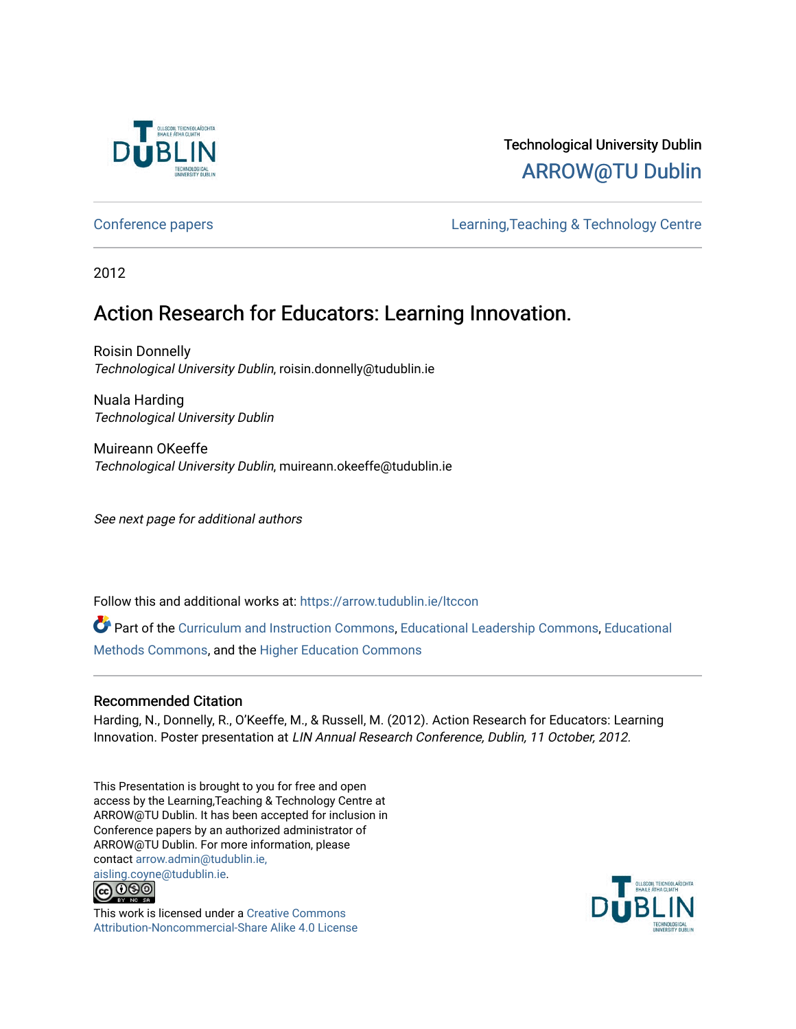Technological University Dublin

ARROW@TU Dublin

Conference papers | Learning,Teaching & Technology Centre

2012

# Action Research for Educators: Learning Innovation.

Roisin Donnelly
*Technological University Dublin*, roisin.donnelly@tudublin.ie

Nuala Harding
*Technological University Dublin*

Muireann OKeeffe
*Technological University Dublin*, muireann.okeeffe@tudublin.ie

*See next page for additional authors*

Follow this and additional works at: https://arrow.tudublin.ie/ltccon

Part of the Curriculum and Instruction Commons, Educational Leadership Commons, Educational Methods Commons, and the Higher Education Commons

## Recommended Citation

Harding, N., Donnelly, R., O'Keeffe, M., & Russell, M. (2012). Action Research for Educators: Learning Innovation. Poster presentation at *LIN Annual Research Conference, Dublin, 11 October, 2012.*

This Presentation is brought to you for free and open access by the Learning,Teaching & Technology Centre at ARROW@TU Dublin. It has been accepted for inclusion in Conference papers by an authorized administrator of ARROW@TU Dublin. For more information, please contact arrow.admin@tudublin.ie, aisling.coyne@tudublin.ie.

This work is licensed under a Creative Commons Attribution-Noncommercial-Share Alike 4.0 License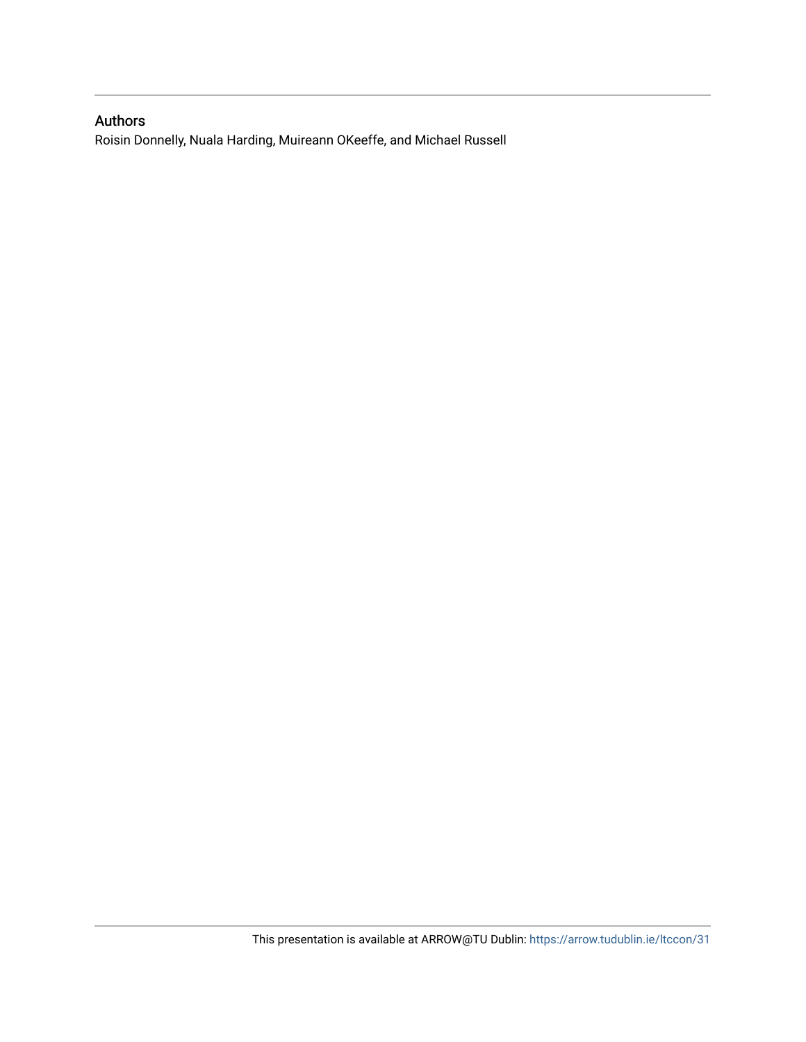## Authors

Roisin Donnelly, Nuala Harding, Muireann OKeeffe, and Michael Russell

This presentation is available at ARROW@TU Dublin: https://arrow.tudublin.ie/ltccon/31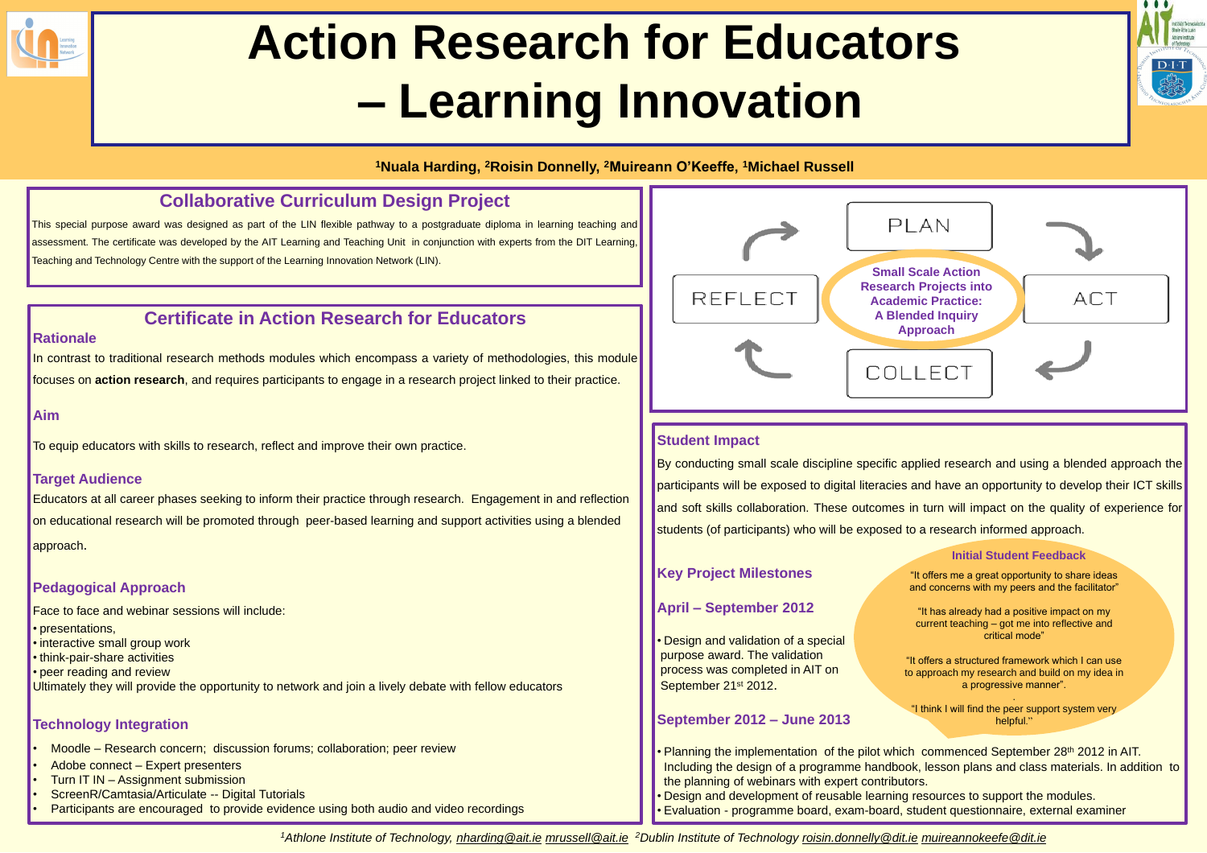# Action Research for Educators – Learning Innovation

**[1]Nuala Harding, [2]Roisin Donnelly, [2]Muireann O'Keeffe, [1]Michael Russell**

## Collaborative Curriculum Design Project

This special purpose award was designed as part of the LIN flexible pathway to a postgraduate diploma in learning teaching and assessment. The certificate was developed by the AIT Learning and Teaching Unit in conjunction with experts from the DIT Learning, Teaching and Technology Centre with the support of the Learning Innovation Network (LIN).

## Certificate in Action Research for Educators

### Rationale

In contrast to traditional research methods modules which encompass a variety of methodologies, this module focuses on **action research**, and requires participants to engage in a research project linked to their practice.

### Aim

To equip educators with skills to research, reflect and improve their own practice.

### Target Audience

Educators at all career phases seeking to inform their practice through research. Engagement in and reflection on educational research will be promoted through peer-based learning and support activities using a blended approach.

### Pedagogical Approach

Face to face and webinar sessions will include:

- presentations,
- interactive small group work
- think-pair-share activities
- peer reading and review

Ultimately they will provide the opportunity to network and join a lively debate with fellow educators

### Technology Integration

- Moodle – Research concern; discussion forums; collaboration; peer review
- Adobe connect – Expert presenters
- Turn IT IN – Assignment submission
- ScreenR/Camtasia/Articulate -- Digital Tutorials
- Participants are encouraged to provide evidence using both audio and video recordings

PLAN

ACT

COLLECT

REFLECT

Small Scale Action Research Projects into Academic Practice: A Blended Inquiry Approach

### Student Impact

By conducting small scale discipline specific applied research and using a blended approach the participants will be exposed to digital literacies and have an opportunity to develop their ICT skills and soft skills collaboration. These outcomes in turn will impact on the quality of experience for students (of participants) who will be exposed to a research informed approach.

### Key Project Milestones

### April – September 2012

- Design and validation of a special purpose award. The validation process was completed in AIT on September 21st 2012.

### September 2012 – June 2013

- Planning the implementation of the pilot which commenced September 28th 2012 in AIT. Including the design of a programme handbook, lesson plans and class materials. In addition to the planning of webinars with expert contributors.
- Design and development of reusable learning resources to support the modules.
- Evaluation - programme board, exam-board, student questionnaire, external examiner

**Initial Student Feedback**

"It offers me a great opportunity to share ideas and concerns with my peers and the facilitator"

"It has already had a positive impact on my current teaching – got me into reflective and critical mode"

"It offers a structured framework which I can use to approach my research and build on my idea in a progressive manner".

"I think I will find the peer support system very helpful."

*[1]Athlone Institute of Technology, nharding@ait.ie mrussell@ait.ie [2]Dublin Institute of Technology roisin.donnelly@dit.ie muireannokeefe@dit.ie*